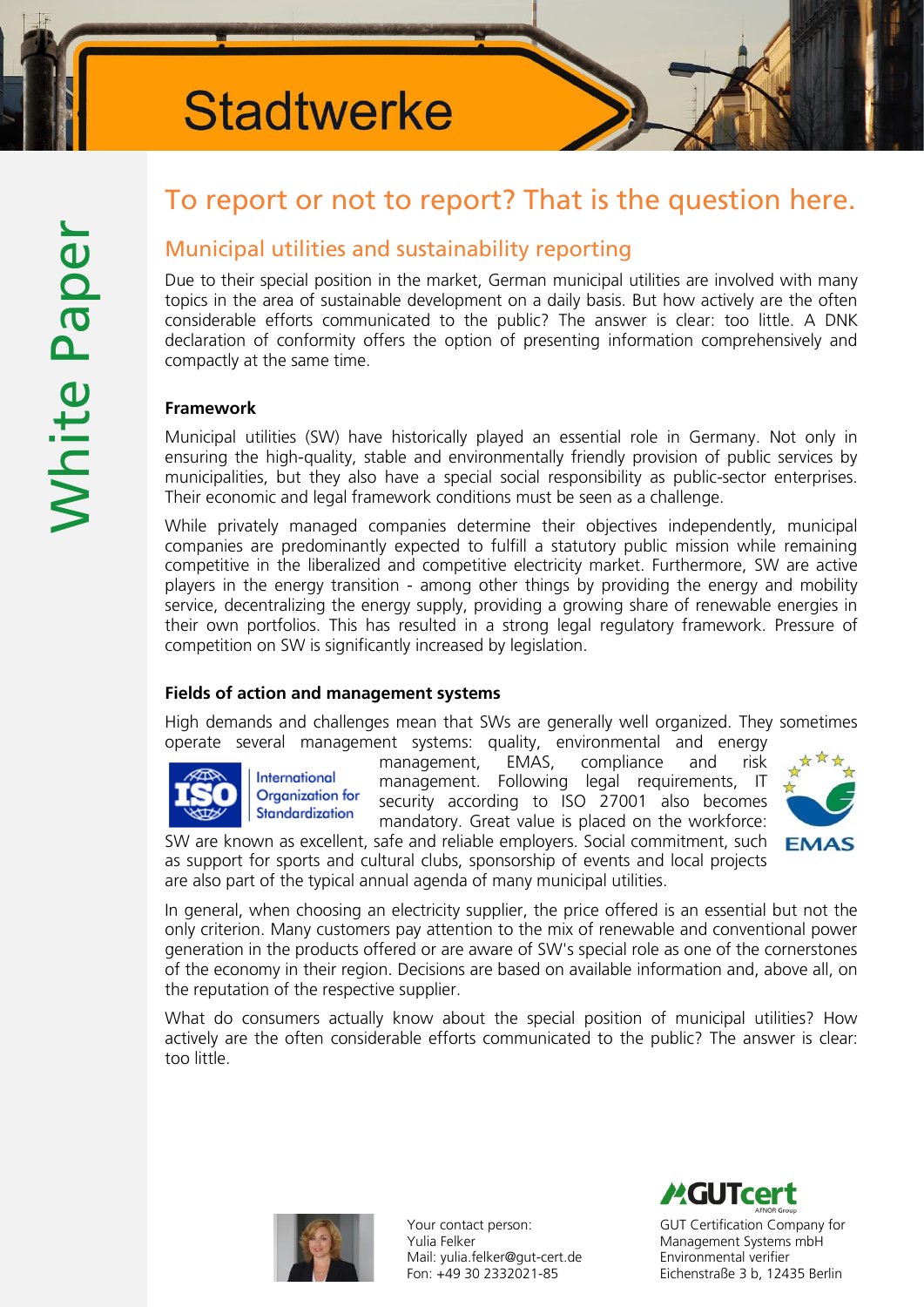Stadtwerke

White Paper

# To report or not to report? That is the question here.

## Municipal utilities and sustainability reporting

Due to their special position in the market, German municipal utilities are involved with many topics in the area of sustainable development on a daily basis. But how actively are the often considerable efforts communicated to the public? The answer is clear: too little. A DNK declaration of conformity offers the option of presenting information comprehensively and compactly at the same time.

### Framework

Municipal utilities (SW) have historically played an essential role in Germany. Not only in ensuring the high-quality, stable and environmentally friendly provision of public services by municipalities, but they also have a special social responsibility as public-sector enterprises. Their economic and legal framework conditions must be seen as a challenge.

While privately managed companies determine their objectives independently, municipal companies are predominantly expected to fulfill a statutory public mission while remaining competitive in the liberalized and competitive electricity market. Furthermore, SW are active players in the energy transition - among other things by providing the energy and mobility service, decentralizing the energy supply, providing a growing share of renewable energies in their own portfolios. This has resulted in a strong legal regulatory framework. Pressure of competition on SW is significantly increased by legislation.

### Fields of action and management systems

High demands and challenges mean that SWs are generally well organized. They sometimes operate several management systems: quality, environmental and energy management, EMAS, compliance and risk management. Following legal requirements, IT security according to ISO 27001 also becomes mandatory. Great value is placed on the workforce: SW are known as excellent, safe and reliable employers. Social commitment, such as support for sports and cultural clubs, sponsorship of events and local projects are also part of the typical annual agenda of many municipal utilities.

In general, when choosing an electricity supplier, the price offered is an essential but not the only criterion. Many customers pay attention to the mix of renewable and conventional power generation in the products offered or are aware of SW's special role as one of the cornerstones of the economy in their region. Decisions are based on available information and, above all, on the reputation of the respective supplier.

What do consumers actually know about the special position of municipal utilities? How actively are the often considerable efforts communicated to the public? The answer is clear: too little.

Your contact person:
Yulia Felker
Mail: yulia.felker@gut-cert.de
Fon: +49 30 2332021-85

GUT Certification Company for Management Systems mbH
Environmental verifier
Eichenstraße 3 b, 12435 Berlin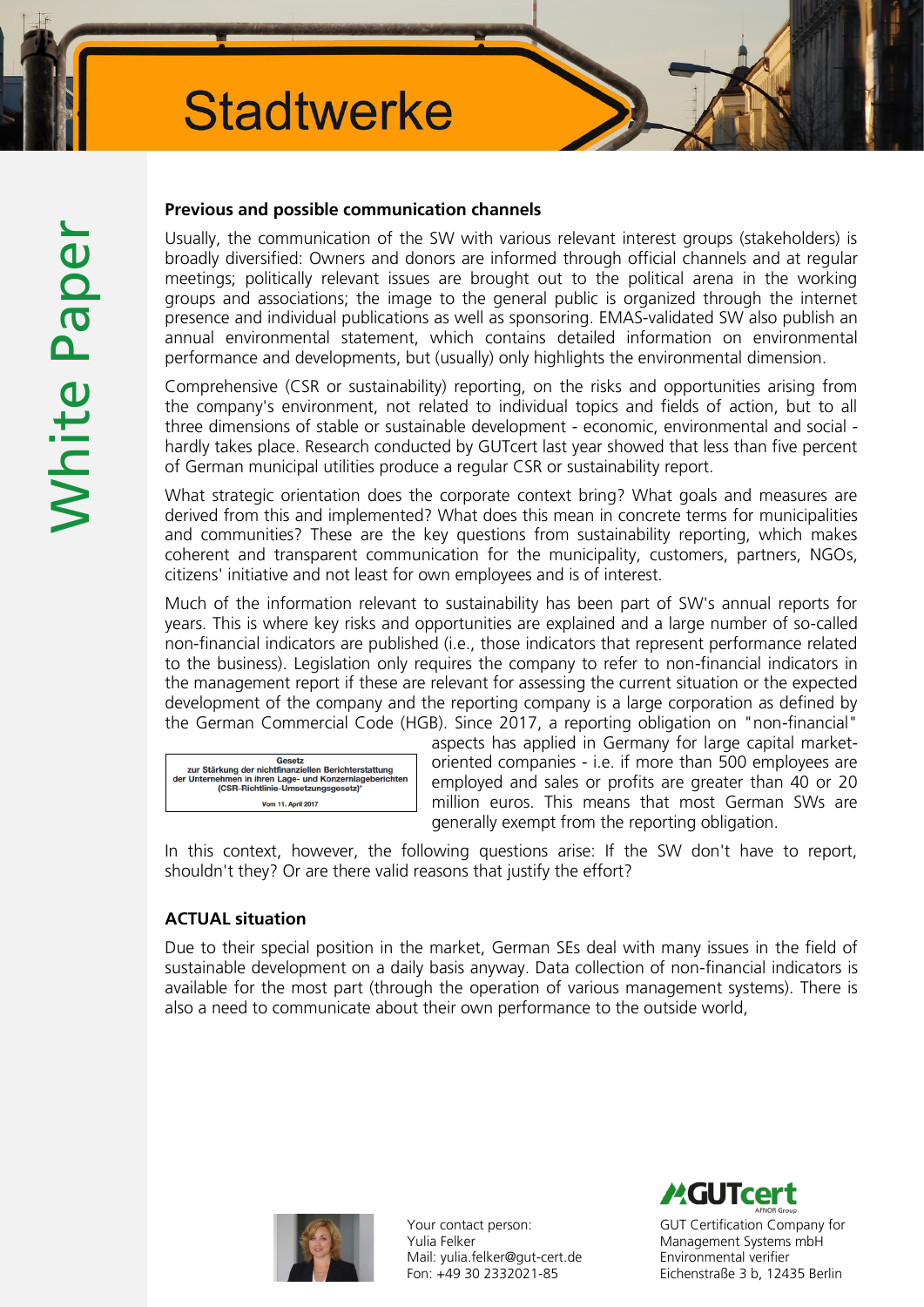### Previous and possible communication channels

Usually, the communication of the SW with various relevant interest groups (stakeholders) is broadly diversified: Owners and donors are informed through official channels and at regular meetings; politically relevant issues are brought out to the political arena in the working groups and associations; the image to the general public is organized through the internet presence and individual publications as well as sponsoring. EMAS-validated SW also publish an annual environmental statement, which contains detailed information on environmental performance and developments, but (usually) only highlights the environmental dimension.

Comprehensive (CSR or sustainability) reporting, on the risks and opportunities arising from the company's environment, not related to individual topics and fields of action, but to all three dimensions of stable or sustainable development - economic, environmental and social - hardly takes place. Research conducted by GUTcert last year showed that less than five percent of German municipal utilities produce a regular CSR or sustainability report.

What strategic orientation does the corporate context bring? What goals and measures are derived from this and implemented? What does this mean in concrete terms for municipalities and communities? These are the key questions from sustainability reporting, which makes coherent and transparent communication for the municipality, customers, partners, NGOs, citizens' initiative and not least for own employees and is of interest.

Much of the information relevant to sustainability has been part of SW's annual reports for years. This is where key risks and opportunities are explained and a large number of so-called non-financial indicators are published (i.e., those indicators that represent performance related to the business). Legislation only requires the company to refer to non-financial indicators in the management report if these are relevant for assessing the current situation or the expected development of the company and the reporting company is a large corporation as defined by the German Commercial Code (HGB). Since 2017, a reporting obligation on "non-financial" aspects has applied in Germany for large capital market-oriented companies - i.e. if more than 500 employees are employed and sales or profits are greater than 40 or 20 million euros. This means that most German SWs are generally exempt from the reporting obligation.

Gesetz
zur Stärkung der nichtfinanziellen Berichterstattung der Unternehmen in ihren Lage- und Konzernlageberichten (CSR-Richtlinie-Umsetzungsgesetz)*
Vom 11. April 2017

In this context, however, the following questions arise: If the SW don't have to report, shouldn't they? Or are there valid reasons that justify the effort?

### ACTUAL situation

Due to their special position in the market, German SEs deal with many issues in the field of sustainable development on a daily basis anyway. Data collection of non-financial indicators is available for the most part (through the operation of various management systems). There is also a need to communicate about their own performance to the outside world,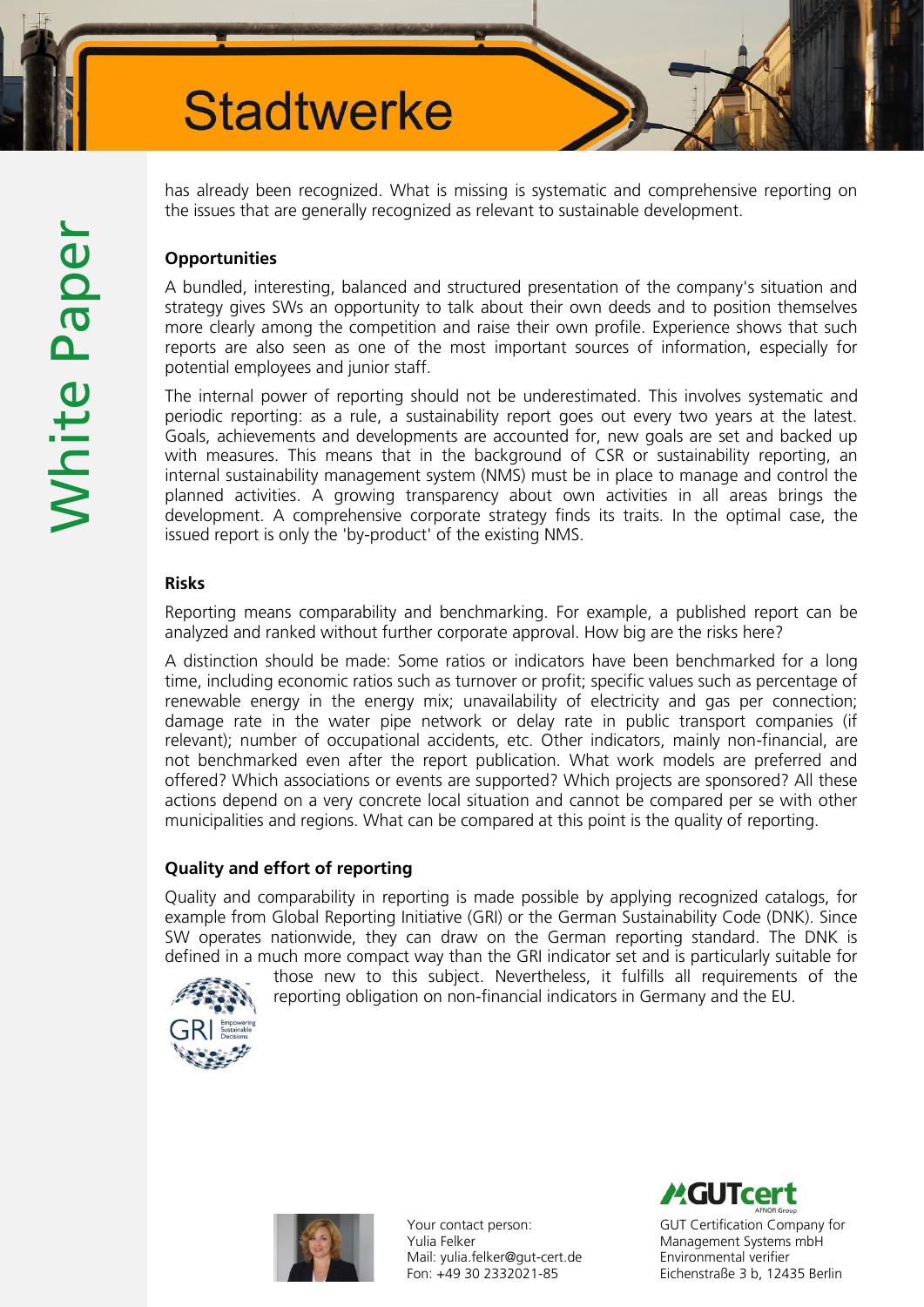has already been recognized. What is missing is systematic and comprehensive reporting on the issues that are generally recognized as relevant to sustainable development.

**Opportunities**

A bundled, interesting, balanced and structured presentation of the company's situation and strategy gives SWs an opportunity to talk about their own deeds and to position themselves more clearly among the competition and raise their own profile. Experience shows that such reports are also seen as one of the most important sources of information, especially for potential employees and junior staff.

The internal power of reporting should not be underestimated. This involves systematic and periodic reporting: as a rule, a sustainability report goes out every two years at the latest. Goals, achievements and developments are accounted for, new goals are set and backed up with measures. This means that in the background of CSR or sustainability reporting, an internal sustainability management system (NMS) must be in place to manage and control the planned activities. A growing transparency about own activities in all areas brings the development. A comprehensive corporate strategy finds its traits. In the optimal case, the issued report is only the 'by-product' of the existing NMS.

**Risks**

Reporting means comparability and benchmarking. For example, a published report can be analyzed and ranked without further corporate approval. How big are the risks here?

A distinction should be made: Some ratios or indicators have been benchmarked for a long time, including economic ratios such as turnover or profit; specific values such as percentage of renewable energy in the energy mix; unavailability of electricity and gas per connection; damage rate in the water pipe network or delay rate in public transport companies (if relevant); number of occupational accidents, etc. Other indicators, mainly non-financial, are not benchmarked even after the report publication. What work models are preferred and offered? Which associations or events are supported? Which projects are sponsored? All these actions depend on a very concrete local situation and cannot be compared per se with other municipalities and regions. What can be compared at this point is the quality of reporting.

**Quality and effort of reporting**

Quality and comparability in reporting is made possible by applying recognized catalogs, for example from Global Reporting Initiative (GRI) or the German Sustainability Code (DNK). Since SW operates nationwide, they can draw on the German reporting standard. The DNK is defined in a much more compact way than the GRI indicator set and is particularly suitable for those new to this subject. Nevertheless, it fulfills all requirements of the reporting obligation on non-financial indicators in Germany and the EU.

Your contact person:
Yulia Felker
Mail: yulia.felker@gut-cert.de
Fon: +49 30 2332021-85

GUT Certification Company for Management Systems mbH
Environmental verifier
Eichenstraße 3 b, 12435 Berlin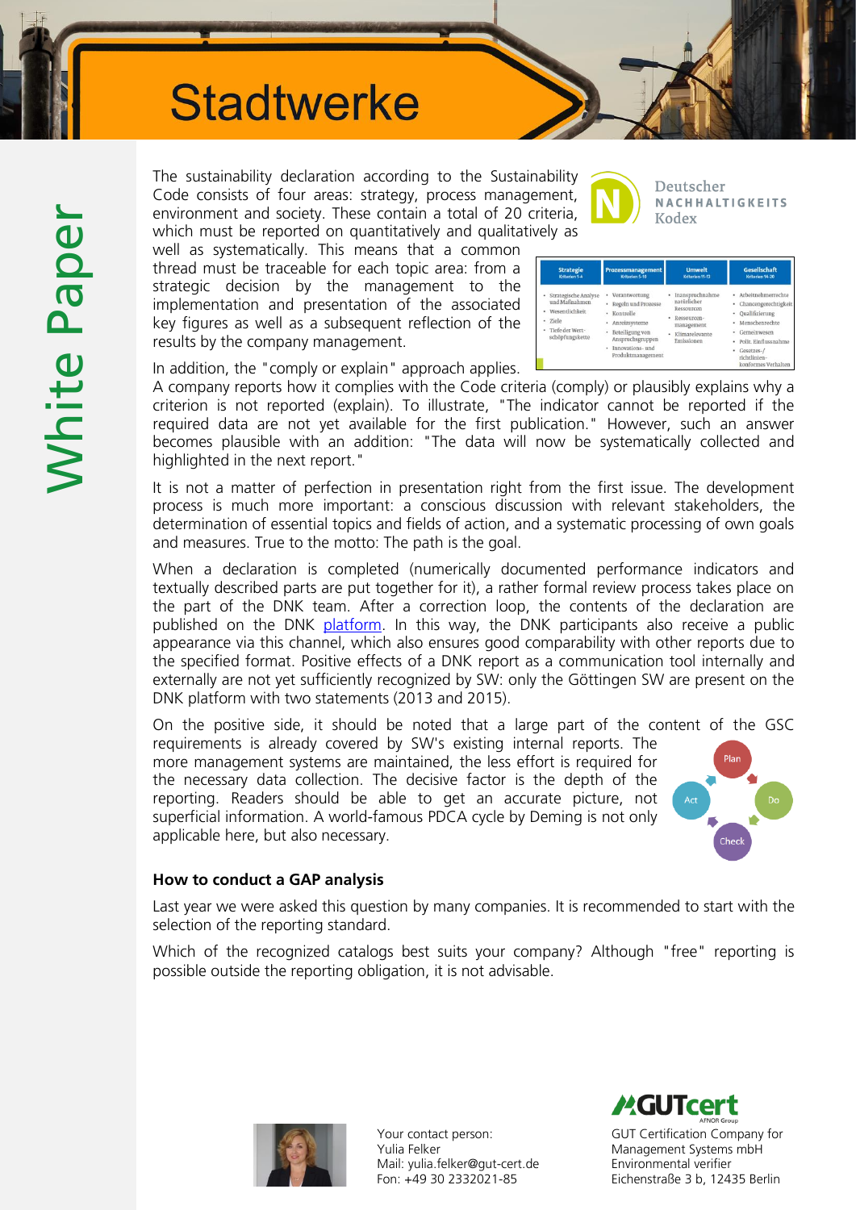The sustainability declaration according to the Sustainability Code consists of four areas: strategy, process management, environment and society. These contain a total of 20 criteria, which must be reported on quantitatively and qualitatively as well as systematically. This means that a common thread must be traceable for each topic area: from a strategic decision by the management to the implementation and presentation of the associated key figures as well as a subsequent reflection of the results by the company management.

| Strategie<br>Kriterien 1-4 | Prozessmanagement<br>Kriterien 5-10 | Umwelt<br>Kriterien 11-13 | Gesellschaft<br>Kriterien 14-20 |
| --- | --- | --- | --- |
| • Strategische Analyse und Maßnahmen<br>• Wesentlichkeit<br>• Ziele<br>• Tiefe der Wertschöpfungskette | • Verantwortung<br>• Regeln und Prozesse<br>• Kontrolle<br>• Anreizsysteme<br>• Beteiligung von Anspruchsgruppen<br>• Innovations- und Produktmanagement | • Inanspruchnahme natürlicher Ressourcen<br>• Ressourcenmanagement<br>• Klimarelevante Emissionen | • Arbeitnehmerrechte<br>• Chancengerechtigkeit<br>• Qualifizierung<br>• Menschenrechte<br>• Gemeinwesen<br>• Polit. Einflussnahme<br>• Gesetzes-/richtlinienkonformes Verhalten |

In addition, the "comply or explain" approach applies. A company reports how it complies with the Code criteria (comply) or plausibly explains why a criterion is not reported (explain). To illustrate, "The indicator cannot be reported if the required data are not yet available for the first publication." However, such an answer becomes plausible with an addition: "The data will now be systematically collected and highlighted in the next report."

It is not a matter of perfection in presentation right from the first issue. The development process is much more important: a conscious discussion with relevant stakeholders, the determination of essential topics and fields of action, and a systematic processing of own goals and measures. True to the motto: The path is the goal.

When a declaration is completed (numerically documented performance indicators and textually described parts are put together for it), a rather formal review process takes place on the part of the DNK team. After a correction loop, the contents of the declaration are published on the DNK platform. In this way, the DNK participants also receive a public appearance via this channel, which also ensures good comparability with other reports due to the specified format. Positive effects of a DNK report as a communication tool internally and externally are not yet sufficiently recognized by SW: only the Göttingen SW are present on the DNK platform with two statements (2013 and 2015).

On the positive side, it should be noted that a large part of the content of the GSC requirements is already covered by SW's existing internal reports. The more management systems are maintained, the less effort is required for the necessary data collection. The decisive factor is the depth of the reporting. Readers should be able to get an accurate picture, not superficial information. A world-famous PDCA cycle by Deming is not only applicable here, but also necessary.

### How to conduct a GAP analysis

Last year we were asked this question by many companies. It is recommended to start with the selection of the reporting standard.

Which of the recognized catalogs best suits your company? Although "free" reporting is possible outside the reporting obligation, it is not advisable.

Your contact person:
Yulia Felker
Mail: yulia.felker@gut-cert.de
Fon: +49 30 2332021-85

GUT Certification Company for Management Systems mbH
Environmental verifier
Eichenstraße 3 b, 12435 Berlin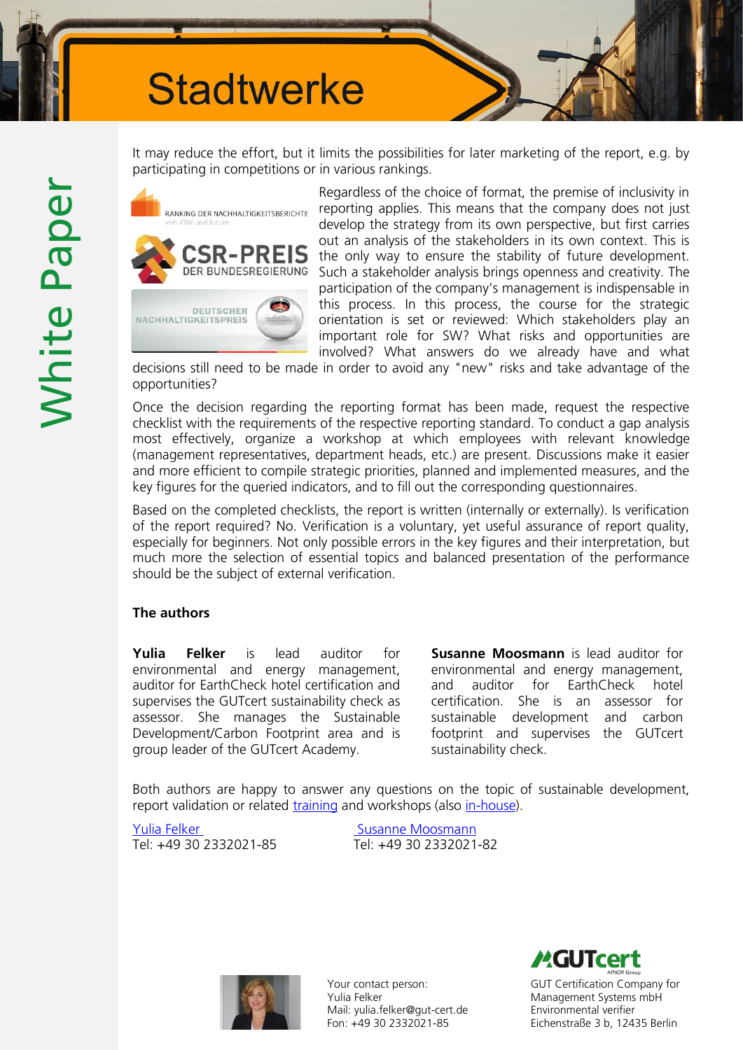It may reduce the effort, but it limits the possibilities for later marketing of the report, e.g. by participating in competitions or in various rankings.

RANKING DER NACHHALTIGKEITSBERICHTE von IÖW und future

CSR-PREIS DER BUNDESREGIERUNG

DEUTSCHER NACHHALTIGKEITSPREIS

Regardless of the choice of format, the premise of inclusivity in reporting applies. This means that the company does not just develop the strategy from its own perspective, but first carries out an analysis of the stakeholders in its own context. This is the only way to ensure the stability of future development. Such a stakeholder analysis brings openness and creativity. The participation of the company's management is indispensable in this process. In this process, the course for the strategic orientation is set or reviewed: Which stakeholders play an important role for SW? What risks and opportunities are involved? What answers do we already have and what decisions still need to be made in order to avoid any "new" risks and take advantage of the opportunities?

Once the decision regarding the reporting format has been made, request the respective checklist with the requirements of the respective reporting standard. To conduct a gap analysis most effectively, organize a workshop at which employees with relevant knowledge (management representatives, department heads, etc.) are present. Discussions make it easier and more efficient to compile strategic priorities, planned and implemented measures, and the key figures for the queried indicators, and to fill out the corresponding questionnaires.

Based on the completed checklists, the report is written (internally or externally). Is verification of the report required? No. Verification is a voluntary, yet useful assurance of report quality, especially for beginners. Not only possible errors in the key figures and their interpretation, but much more the selection of essential topics and balanced presentation of the performance should be the subject of external verification.

## The authors

**Yulia Felker** is lead auditor for environmental and energy management, auditor for EarthCheck hotel certification and supervises the GUTcert sustainability check as assessor. She manages the Sustainable Development/Carbon Footprint area and is group leader of the GUTcert Academy.

**Susanne Moosmann** is lead auditor for environmental and energy management, and auditor for EarthCheck hotel certification. She is an assessor for sustainable development and carbon footprint and supervises the GUTcert sustainability check.

Both authors are happy to answer any questions on the topic of sustainable development, report validation or related training and workshops (also in-house).

Yulia Felker
Tel: +49 30 2332021-85

Susanne Moosmann
Tel: +49 30 2332021-82

Your contact person:
Yulia Felker
Mail: yulia.felker@gut-cert.de
Fon: +49 30 2332021-85

GUTcert AFNOR Group

GUT Certification Company for Management Systems mbH
Environmental verifier
Eichenstraße 3 b, 12435 Berlin